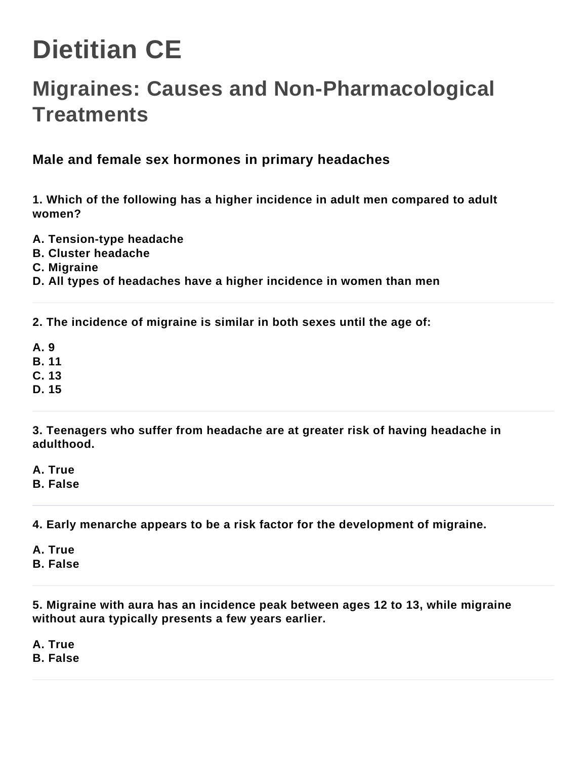# Dietitian CE

## Migraines: Causes and Non-Pharmacological Treatments

### Male and female sex hormones in primary headaches

**1. Which of the following has a higher incidence in adult men compared to adult women?**

**A. Tension-type headache**
**B. Cluster headache**
**C. Migraine**
**D. All types of headaches have a higher incidence in women than men**

---

**2. The incidence of migraine is similar in both sexes until the age of:**

**A. 9**
**B. 11**
**C. 13**
**D. 15**

---

**3. Teenagers who suffer from headache are at greater risk of having headache in adulthood.**

**A. True**
**B. False**

---

**4. Early menarche appears to be a risk factor for the development of migraine.**

**A. True**
**B. False**

---

**5. Migraine with aura has an incidence peak between ages 12 to 13, while migraine without aura typically presents a few years earlier.**

**A. True**
**B. False**

---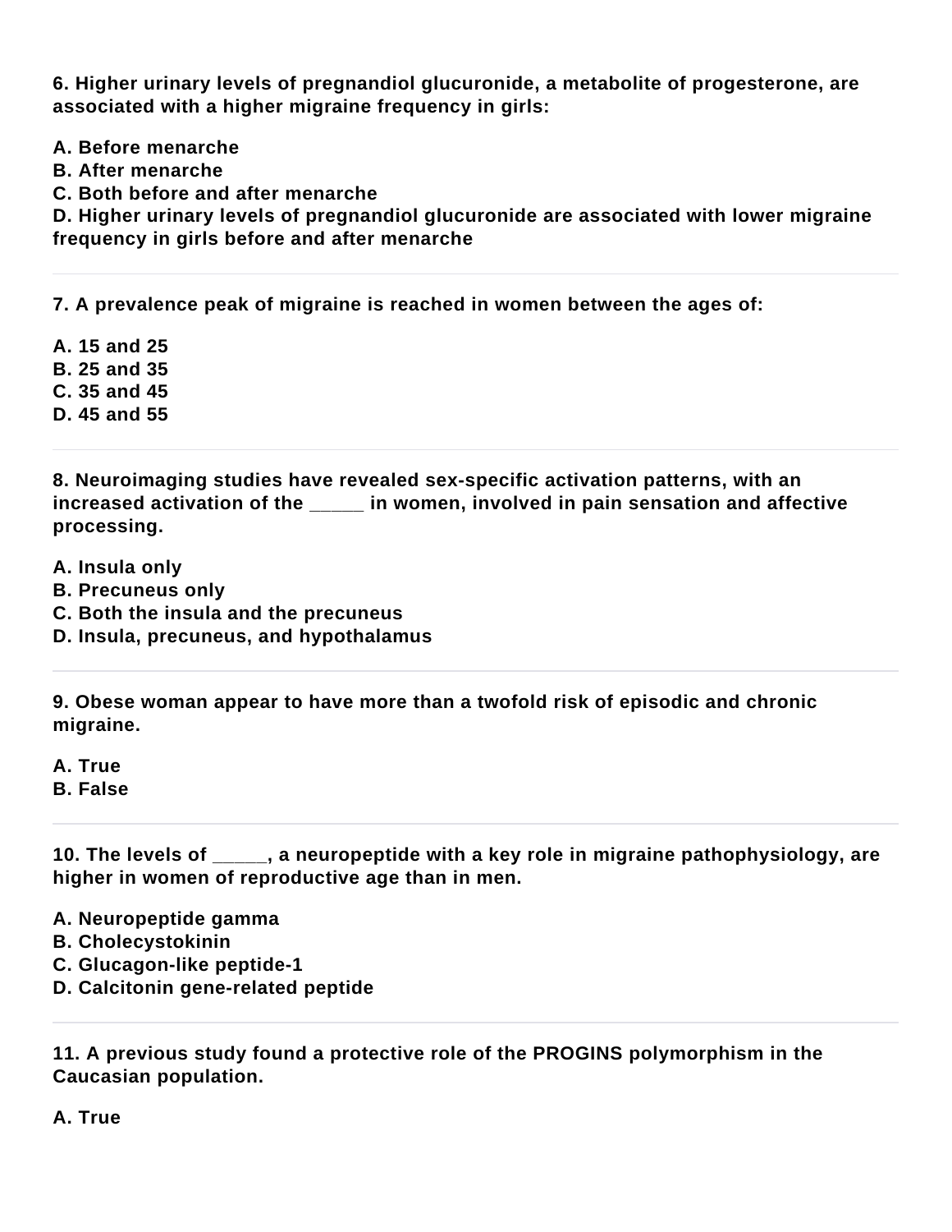**6. Higher urinary levels of pregnandiol glucuronide, a metabolite of progesterone, are associated with a higher migraine frequency in girls:**

**A. Before menarche**
**B. After menarche**
**C. Both before and after menarche**
**D. Higher urinary levels of pregnandiol glucuronide are associated with lower migraine frequency in girls before and after menarche**

---

**7. A prevalence peak of migraine is reached in women between the ages of:**

**A. 15 and 25**
**B. 25 and 35**
**C. 35 and 45**
**D. 45 and 55**

---

**8. Neuroimaging studies have revealed sex-specific activation patterns, with an increased activation of the _____ in women, involved in pain sensation and affective processing.**

**A. Insula only**
**B. Precuneus only**
**C. Both the insula and the precuneus**
**D. Insula, precuneus, and hypothalamus**

---

**9. Obese woman appear to have more than a twofold risk of episodic and chronic migraine.**

**A. True**
**B. False**

---

**10. The levels of _____, a neuropeptide with a key role in migraine pathophysiology, are higher in women of reproductive age than in men.**

**A. Neuropeptide gamma**
**B. Cholecystokinin**
**C. Glucagon-like peptide-1**
**D. Calcitonin gene-related peptide**

---

**11. A previous study found a protective role of the PROGINS polymorphism in the Caucasian population.**

**A. True**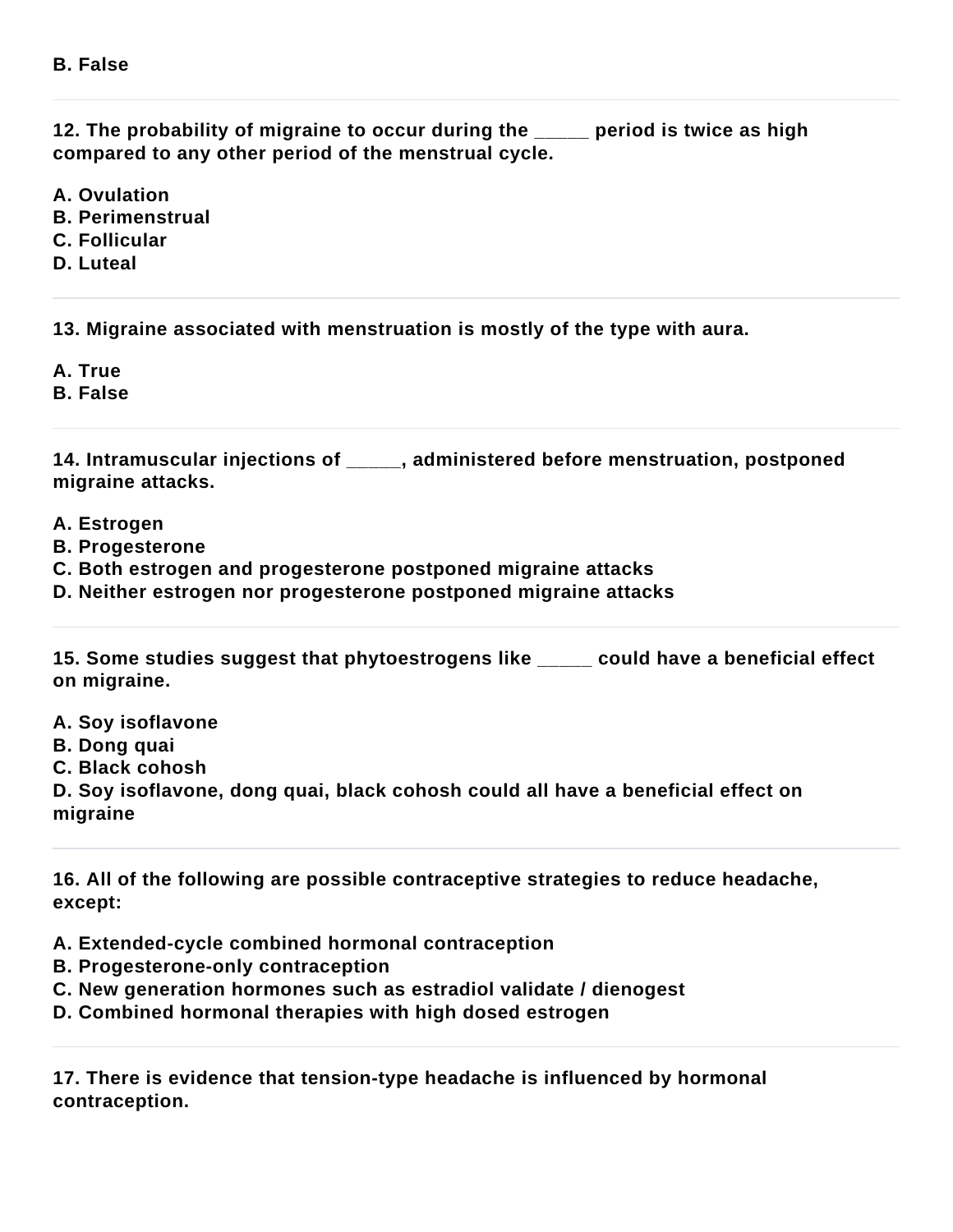**B. False**

---

**12. The probability of migraine to occur during the _____ period is twice as high compared to any other period of the menstrual cycle.**

**A. Ovulation**
**B. Perimenstrual**
**C. Follicular**
**D. Luteal**

---

**13. Migraine associated with menstruation is mostly of the type with aura.**

**A. True**
**B. False**

---

**14. Intramuscular injections of _____, administered before menstruation, postponed migraine attacks.**

**A. Estrogen**
**B. Progesterone**
**C. Both estrogen and progesterone postponed migraine attacks**
**D. Neither estrogen nor progesterone postponed migraine attacks**

---

**15. Some studies suggest that phytoestrogens like _____ could have a beneficial effect on migraine.**

**A. Soy isoflavone**
**B. Dong quai**
**C. Black cohosh**
**D. Soy isoflavone, dong quai, black cohosh could all have a beneficial effect on migraine**

---

**16. All of the following are possible contraceptive strategies to reduce headache, except:**

**A. Extended-cycle combined hormonal contraception**
**B. Progesterone-only contraception**
**C. New generation hormones such as estradiol validate / dienogest**
**D. Combined hormonal therapies with high dosed estrogen**

---

**17. There is evidence that tension-type headache is influenced by hormonal contraception.**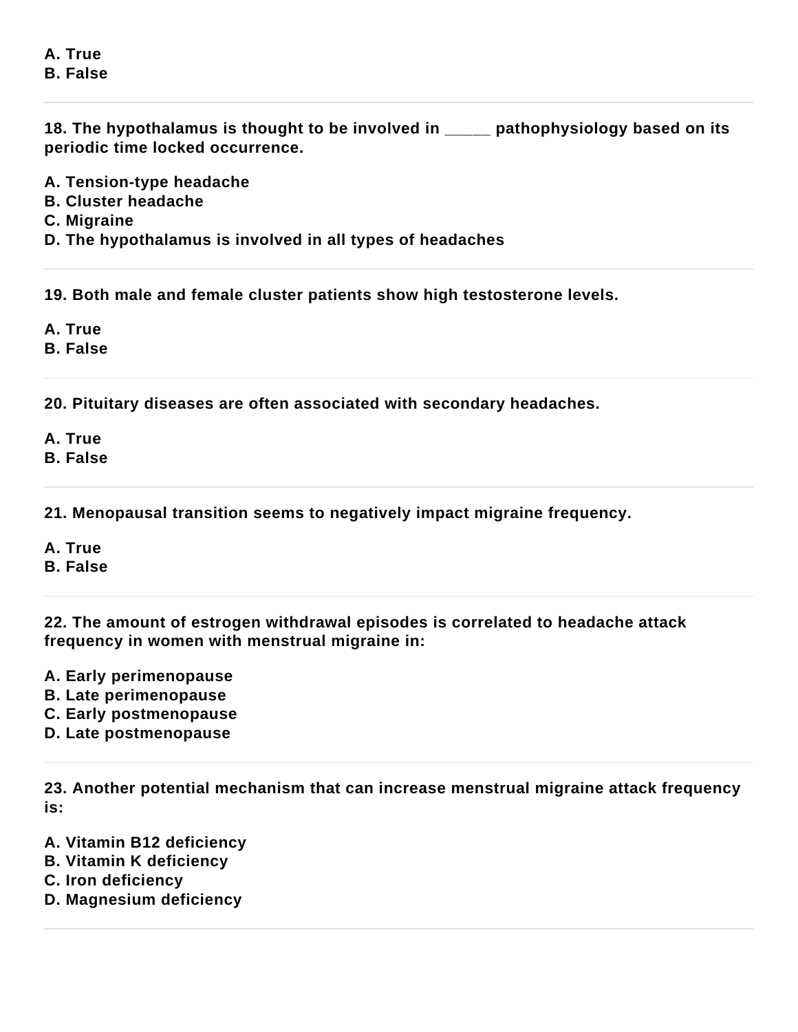A. True
B. False

---

**18. The hypothalamus is thought to be involved in _____ pathophysiology based on its periodic time locked occurrence.**

A. Tension-type headache
B. Cluster headache
C. Migraine
D. The hypothalamus is involved in all types of headaches

---

**19. Both male and female cluster patients show high testosterone levels.**

A. True
B. False

---

**20. Pituitary diseases are often associated with secondary headaches.**

A. True
B. False

---

**21. Menopausal transition seems to negatively impact migraine frequency.**

A. True
B. False

---

**22. The amount of estrogen withdrawal episodes is correlated to headache attack frequency in women with menstrual migraine in:**

A. Early perimenopause
B. Late perimenopause
C. Early postmenopause
D. Late postmenopause

---

**23. Another potential mechanism that can increase menstrual migraine attack frequency is:**

A. Vitamin B12 deficiency
B. Vitamin K deficiency
C. Iron deficiency
D. Magnesium deficiency

---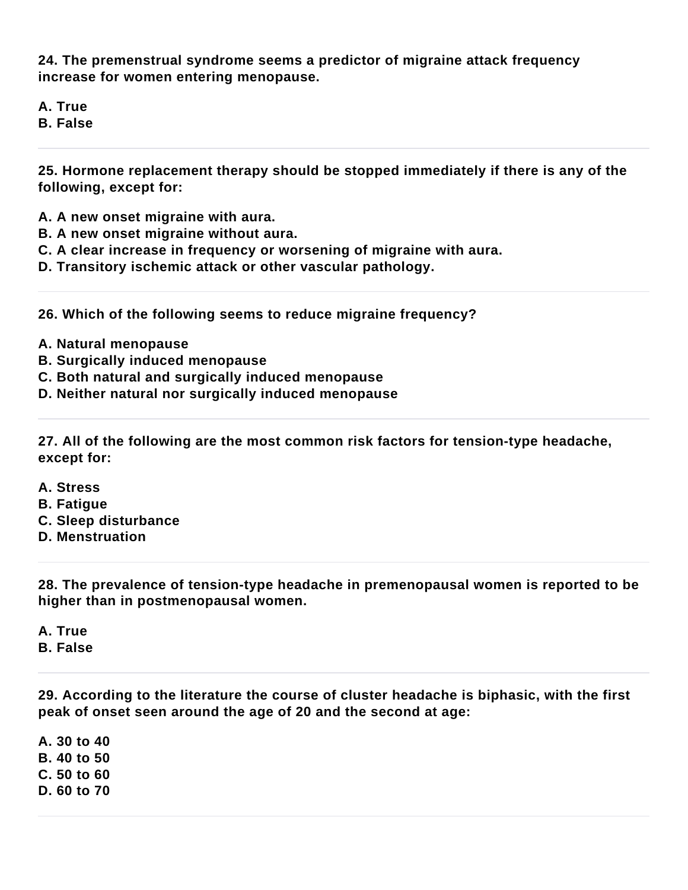**24. The premenstrual syndrome seems a predictor of migraine attack frequency increase for women entering menopause.**

**A. True**
**B. False**

---

**25. Hormone replacement therapy should be stopped immediately if there is any of the following, except for:**

**A. A new onset migraine with aura.**
**B. A new onset migraine without aura.**
**C. A clear increase in frequency or worsening of migraine with aura.**
**D. Transitory ischemic attack or other vascular pathology.**

---

**26. Which of the following seems to reduce migraine frequency?**

**A. Natural menopause**
**B. Surgically induced menopause**
**C. Both natural and surgically induced menopause**
**D. Neither natural nor surgically induced menopause**

---

**27. All of the following are the most common risk factors for tension-type headache, except for:**

**A. Stress**
**B. Fatigue**
**C. Sleep disturbance**
**D. Menstruation**

---

**28. The prevalence of tension-type headache in premenopausal women is reported to be higher than in postmenopausal women.**

**A. True**
**B. False**

---

**29. According to the literature the course of cluster headache is biphasic, with the first peak of onset seen around the age of 20 and the second at age:**

**A. 30 to 40**
**B. 40 to 50**
**C. 50 to 60**
**D. 60 to 70**

---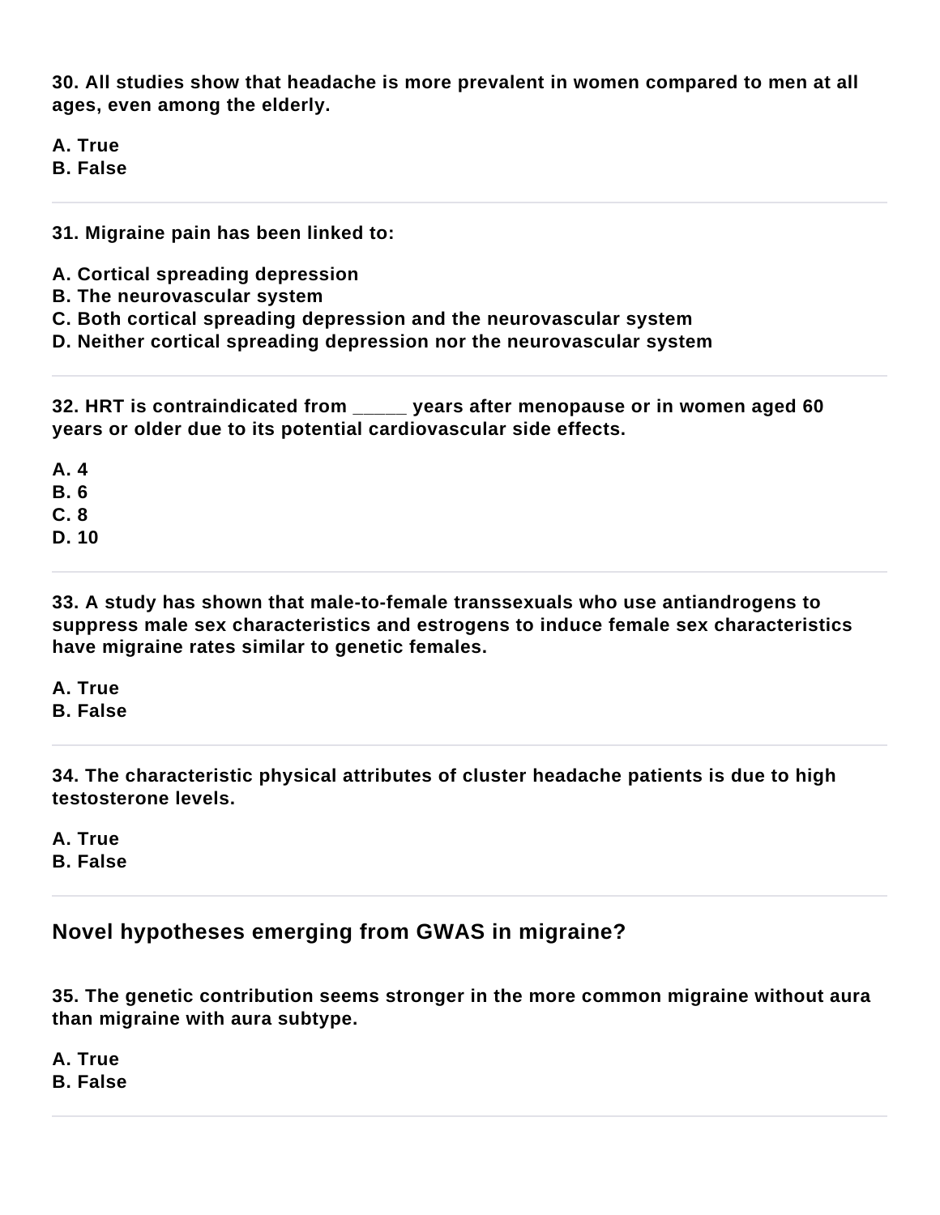**30. All studies show that headache is more prevalent in women compared to men at all ages, even among the elderly.**

**A. True**
**B. False**

---

**31. Migraine pain has been linked to:**

**A. Cortical spreading depression**
**B. The neurovascular system**
**C. Both cortical spreading depression and the neurovascular system**
**D. Neither cortical spreading depression nor the neurovascular system**

---

**32. HRT is contraindicated from _____ years after menopause or in women aged 60 years or older due to its potential cardiovascular side effects.**

**A. 4**
**B. 6**
**C. 8**
**D. 10**

---

**33. A study has shown that male-to-female transsexuals who use antiandrogens to suppress male sex characteristics and estrogens to induce female sex characteristics have migraine rates similar to genetic females.**

**A. True**
**B. False**

---

**34. The characteristic physical attributes of cluster headache patients is due to high testosterone levels.**

**A. True**
**B. False**

---

## Novel hypotheses emerging from GWAS in migraine?

**35. The genetic contribution seems stronger in the more common migraine without aura than migraine with aura subtype.**

**A. True**
**B. False**

---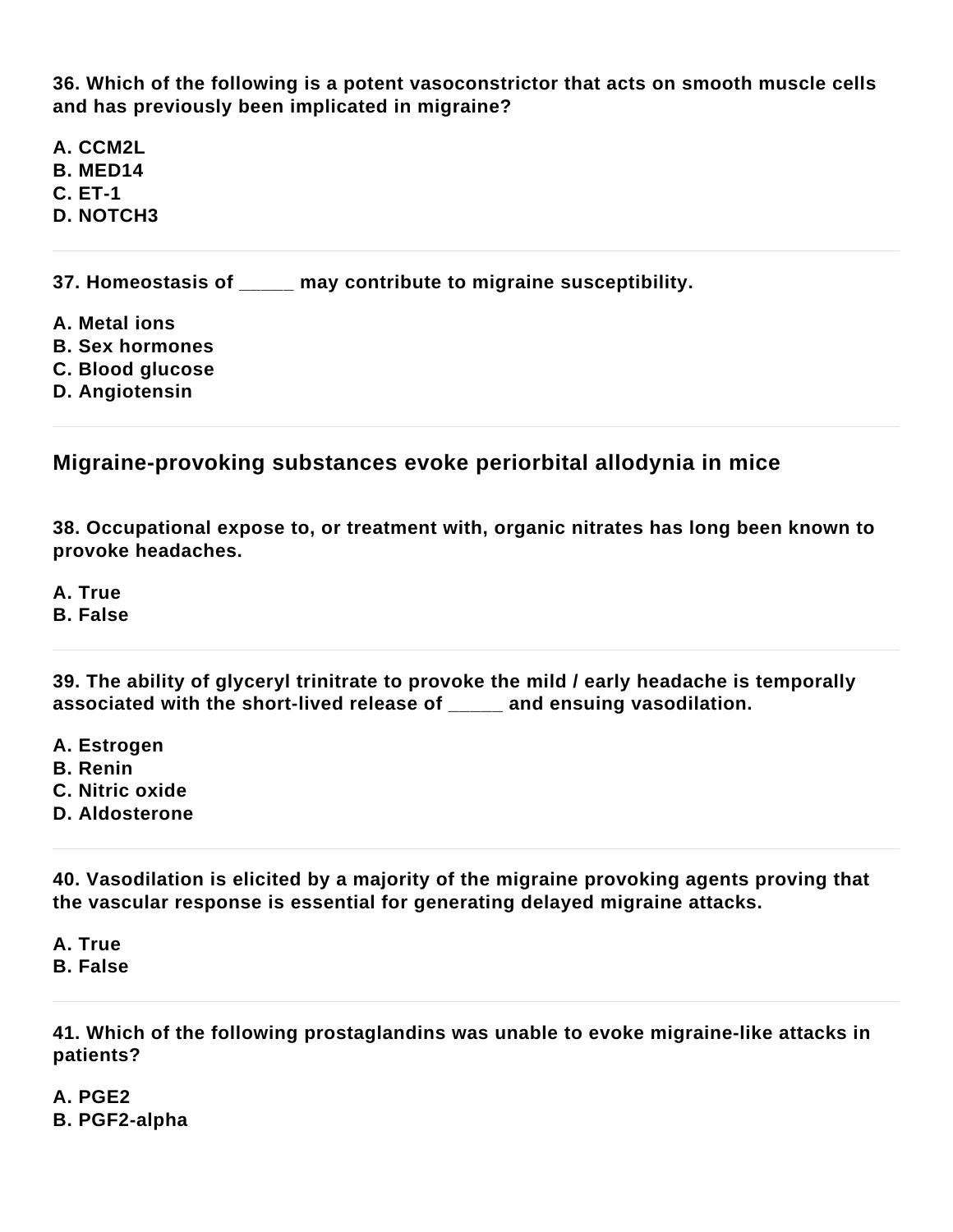**36. Which of the following is a potent vasoconstrictor that acts on smooth muscle cells and has previously been implicated in migraine?**

**A. CCM2L**
**B. MED14**
**C. ET-1**
**D. NOTCH3**

---

**37. Homeostasis of _____ may contribute to migraine susceptibility.**

**A. Metal ions**
**B. Sex hormones**
**C. Blood glucose**
**D. Angiotensin**

---

## Migraine-provoking substances evoke periorbital allodynia in mice

**38. Occupational expose to, or treatment with, organic nitrates has long been known to provoke headaches.**

**A. True**
**B. False**

---

**39. The ability of glyceryl trinitrate to provoke the mild / early headache is temporally associated with the short-lived release of _____ and ensuing vasodilation.**

**A. Estrogen**
**B. Renin**
**C. Nitric oxide**
**D. Aldosterone**

---

**40. Vasodilation is elicited by a majority of the migraine provoking agents proving that the vascular response is essential for generating delayed migraine attacks.**

**A. True**
**B. False**

---

**41. Which of the following prostaglandins was unable to evoke migraine-like attacks in patients?**

**A. PGE2**
**B. PGF2-alpha**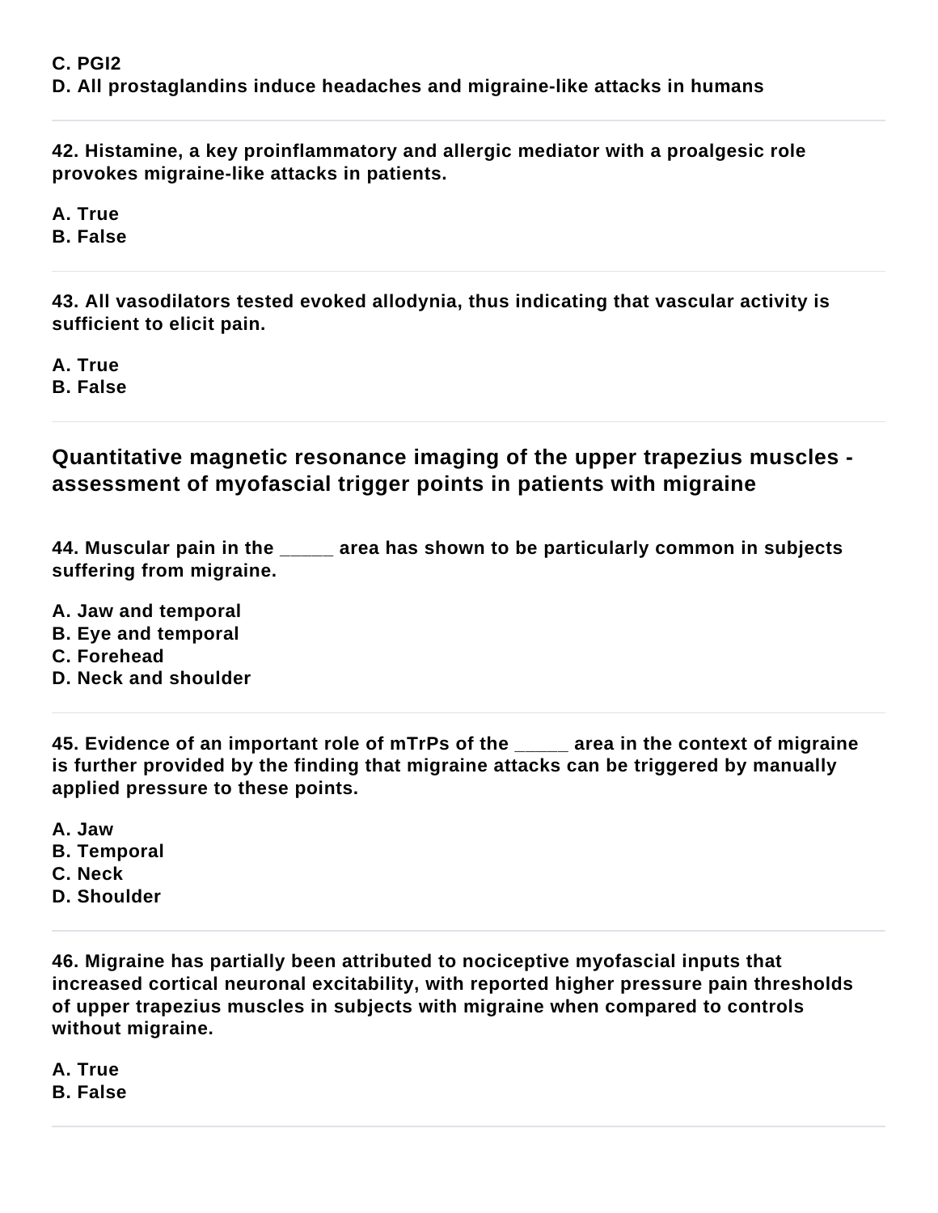**C. PGI2**
**D. All prostaglandins induce headaches and migraine-like attacks in humans**

---

**42. Histamine, a key proinflammatory and allergic mediator with a proalgesic role provokes migraine-like attacks in patients.**

**A. True**
**B. False**

---

**43. All vasodilators tested evoked allodynia, thus indicating that vascular activity is sufficient to elicit pain.**

**A. True**
**B. False**

---

## Quantitative magnetic resonance imaging of the upper trapezius muscles - assessment of myofascial trigger points in patients with migraine

**44. Muscular pain in the _____ area has shown to be particularly common in subjects suffering from migraine.**

**A. Jaw and temporal**
**B. Eye and temporal**
**C. Forehead**
**D. Neck and shoulder**

---

**45. Evidence of an important role of mTrPs of the _____ area in the context of migraine is further provided by the finding that migraine attacks can be triggered by manually applied pressure to these points.**

**A. Jaw**
**B. Temporal**
**C. Neck**
**D. Shoulder**

---

**46. Migraine has partially been attributed to nociceptive myofascial inputs that increased cortical neuronal excitability, with reported higher pressure pain thresholds of upper trapezius muscles in subjects with migraine when compared to controls without migraine.**

**A. True**
**B. False**

---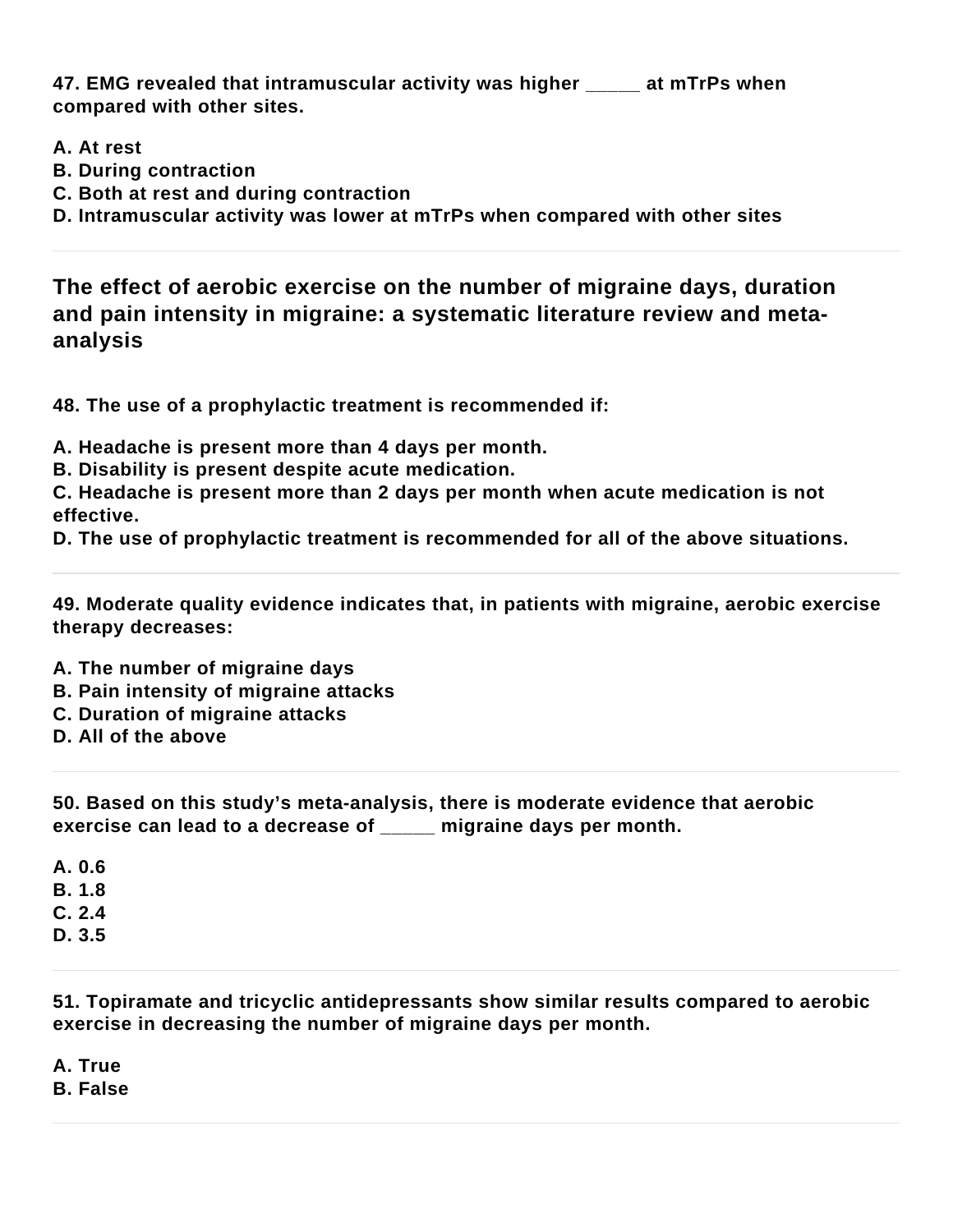**47. EMG revealed that intramuscular activity was higher _____ at mTrPs when compared with other sites.**

**A. At rest**
**B. During contraction**
**C. Both at rest and during contraction**
**D. Intramuscular activity was lower at mTrPs when compared with other sites**

---

## The effect of aerobic exercise on the number of migraine days, duration and pain intensity in migraine: a systematic literature review and meta-analysis

**48. The use of a prophylactic treatment is recommended if:**

**A. Headache is present more than 4 days per month.**
**B. Disability is present despite acute medication.**
**C. Headache is present more than 2 days per month when acute medication is not effective.**
**D. The use of prophylactic treatment is recommended for all of the above situations.**

---

**49. Moderate quality evidence indicates that, in patients with migraine, aerobic exercise therapy decreases:**

**A. The number of migraine days**
**B. Pain intensity of migraine attacks**
**C. Duration of migraine attacks**
**D. All of the above**

---

**50. Based on this study's meta-analysis, there is moderate evidence that aerobic exercise can lead to a decrease of _____ migraine days per month.**

**A. 0.6**
**B. 1.8**
**C. 2.4**
**D. 3.5**

---

**51. Topiramate and tricyclic antidepressants show similar results compared to aerobic exercise in decreasing the number of migraine days per month.**

**A. True**
**B. False**

---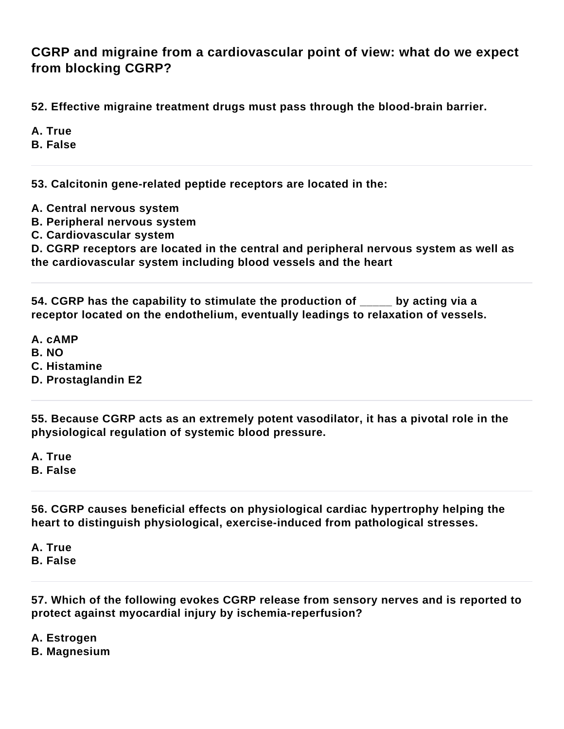## CGRP and migraine from a cardiovascular point of view: what do we expect from blocking CGRP?

**52. Effective migraine treatment drugs must pass through the blood-brain barrier.**

**A. True**
**B. False**

---

**53. Calcitonin gene-related peptide receptors are located in the:**

**A. Central nervous system**
**B. Peripheral nervous system**
**C. Cardiovascular system**
**D. CGRP receptors are located in the central and peripheral nervous system as well as the cardiovascular system including blood vessels and the heart**

---

**54. CGRP has the capability to stimulate the production of _____ by acting via a receptor located on the endothelium, eventually leadings to relaxation of vessels.**

**A. cAMP**
**B. NO**
**C. Histamine**
**D. Prostaglandin E2**

---

**55. Because CGRP acts as an extremely potent vasodilator, it has a pivotal role in the physiological regulation of systemic blood pressure.**

**A. True**
**B. False**

---

**56. CGRP causes beneficial effects on physiological cardiac hypertrophy helping the heart to distinguish physiological, exercise-induced from pathological stresses.**

**A. True**
**B. False**

---

**57. Which of the following evokes CGRP release from sensory nerves and is reported to protect against myocardial injury by ischemia-reperfusion?**

**A. Estrogen**
**B. Magnesium**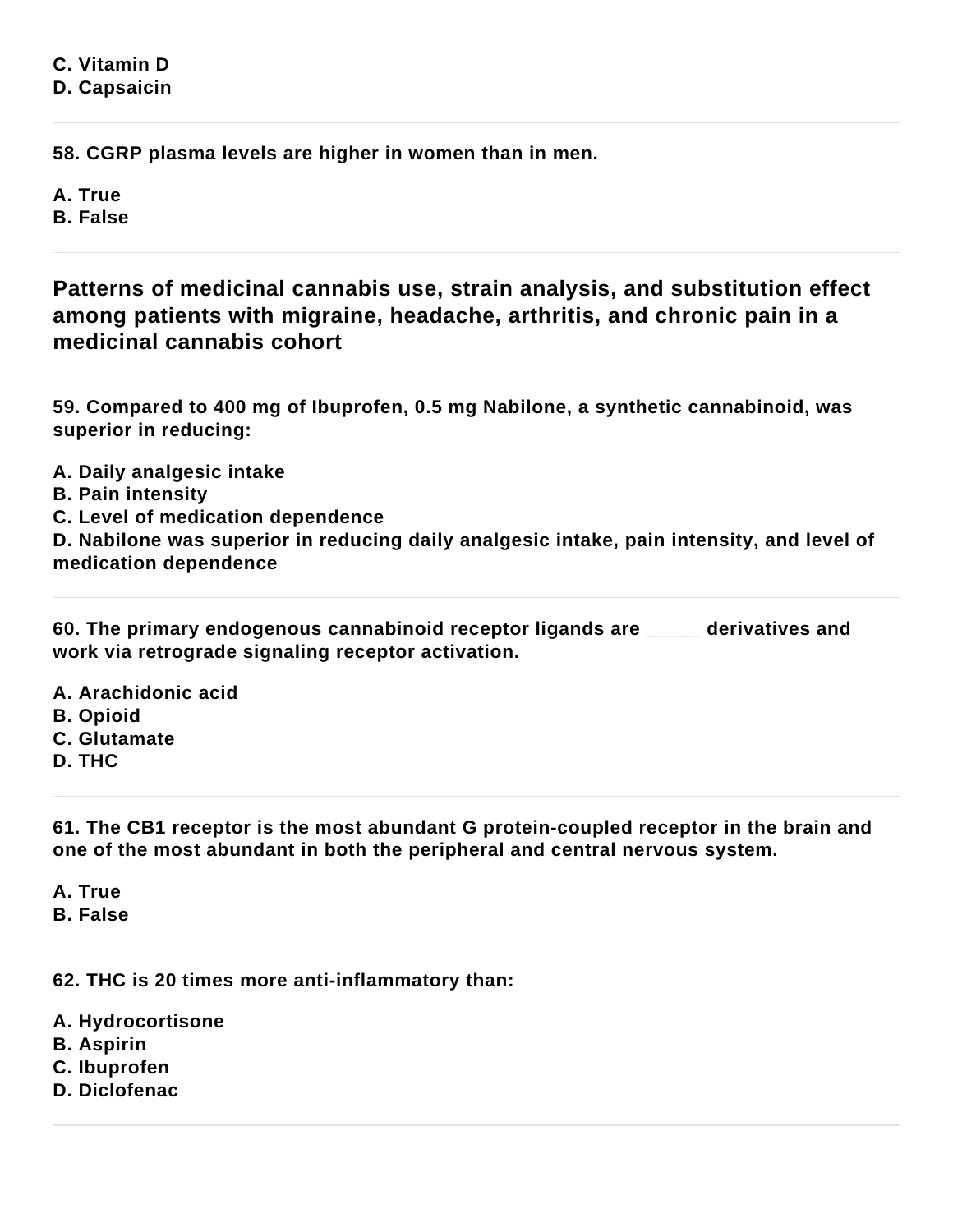**C. Vitamin D**
**D. Capsaicin**

---

**58. CGRP plasma levels are higher in women than in men.**

**A. True**
**B. False**

---

## Patterns of medicinal cannabis use, strain analysis, and substitution effect among patients with migraine, headache, arthritis, and chronic pain in a medicinal cannabis cohort

**59. Compared to 400 mg of Ibuprofen, 0.5 mg Nabilone, a synthetic cannabinoid, was superior in reducing:**

**A. Daily analgesic intake**
**B. Pain intensity**
**C. Level of medication dependence**
**D. Nabilone was superior in reducing daily analgesic intake, pain intensity, and level of medication dependence**

---

**60. The primary endogenous cannabinoid receptor ligands are _____ derivatives and work via retrograde signaling receptor activation.**

**A. Arachidonic acid**
**B. Opioid**
**C. Glutamate**
**D. THC**

---

**61. The CB1 receptor is the most abundant G protein-coupled receptor in the brain and one of the most abundant in both the peripheral and central nervous system.**

**A. True**
**B. False**

---

**62. THC is 20 times more anti-inflammatory than:**

**A. Hydrocortisone**
**B. Aspirin**
**C. Ibuprofen**
**D. Diclofenac**

---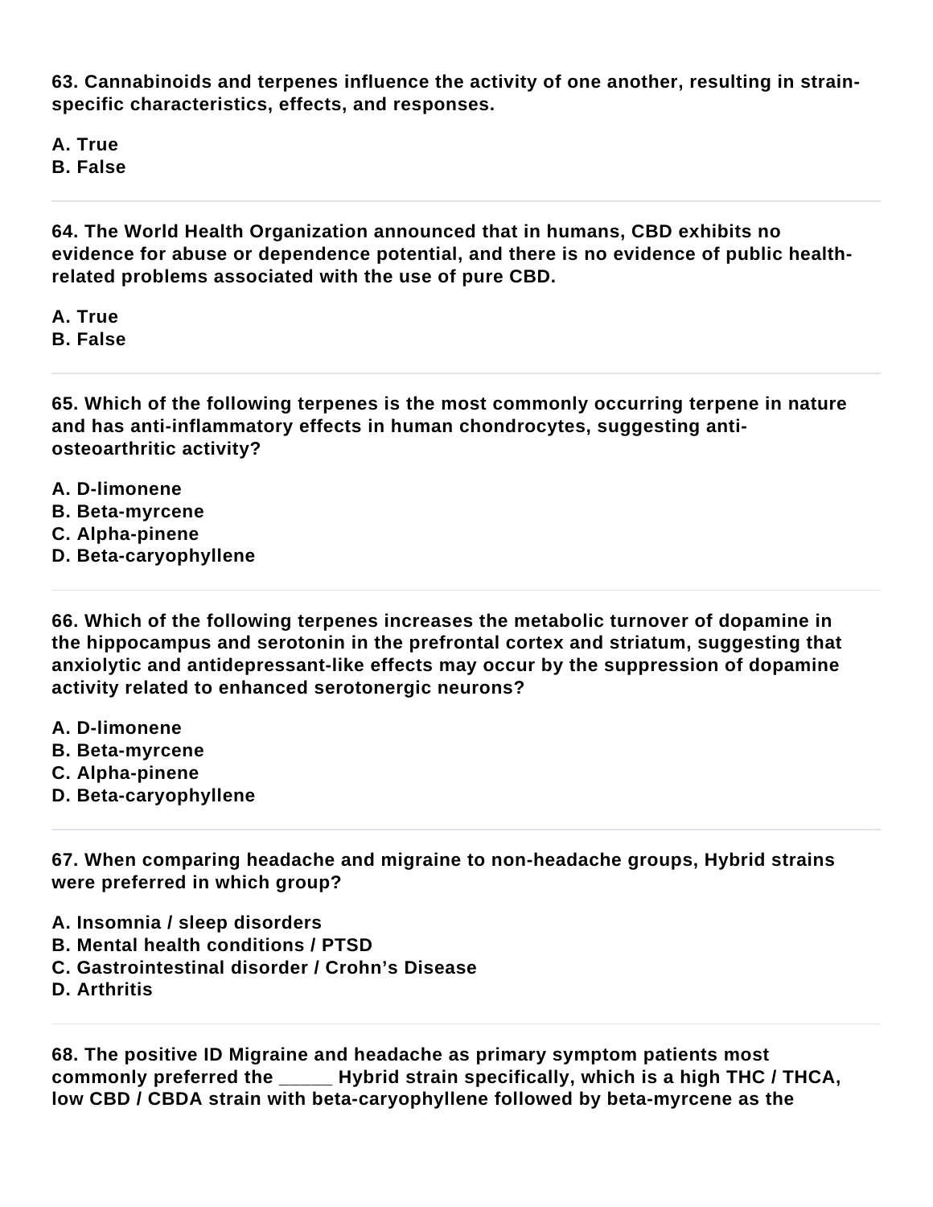**63. Cannabinoids and terpenes influence the activity of one another, resulting in strain-specific characteristics, effects, and responses.**

**A. True**
**B. False**

---

**64. The World Health Organization announced that in humans, CBD exhibits no evidence for abuse or dependence potential, and there is no evidence of public health-related problems associated with the use of pure CBD.**

**A. True**
**B. False**

---

**65. Which of the following terpenes is the most commonly occurring terpene in nature and has anti-inflammatory effects in human chondrocytes, suggesting anti-osteoarthritic activity?**

**A. D-limonene**
**B. Beta-myrcene**
**C. Alpha-pinene**
**D. Beta-caryophyllene**

---

**66. Which of the following terpenes increases the metabolic turnover of dopamine in the hippocampus and serotonin in the prefrontal cortex and striatum, suggesting that anxiolytic and antidepressant-like effects may occur by the suppression of dopamine activity related to enhanced serotonergic neurons?**

**A. D-limonene**
**B. Beta-myrcene**
**C. Alpha-pinene**
**D. Beta-caryophyllene**

---

**67. When comparing headache and migraine to non-headache groups, Hybrid strains were preferred in which group?**

**A. Insomnia / sleep disorders**
**B. Mental health conditions / PTSD**
**C. Gastrointestinal disorder / Crohn's Disease**
**D. Arthritis**

---

**68. The positive ID Migraine and headache as primary symptom patients most commonly preferred the _____ Hybrid strain specifically, which is a high THC / THCA, low CBD / CBDA strain with beta-caryophyllene followed by beta-myrcene as the**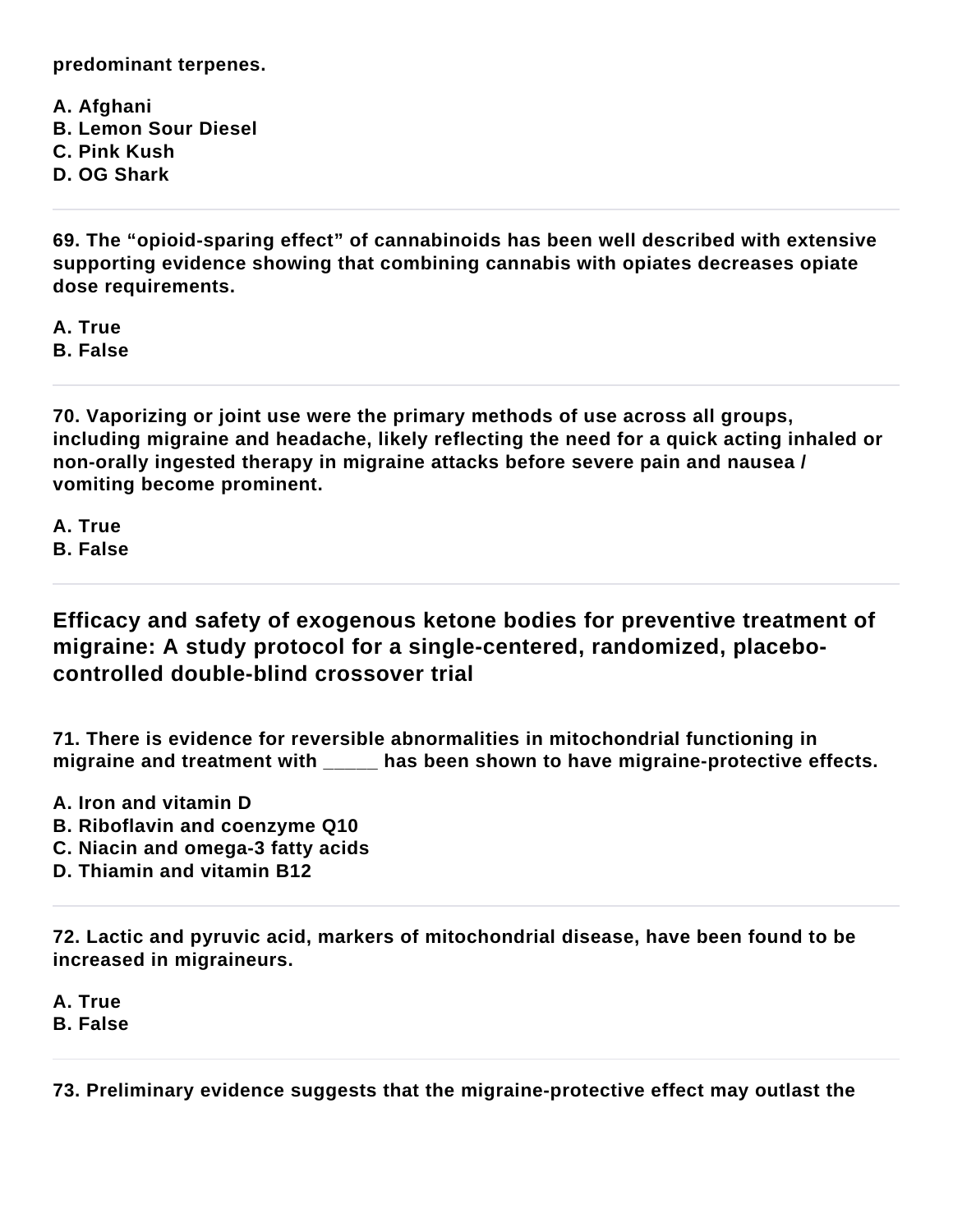**predominant terpenes.**

**A. Afghani**
**B. Lemon Sour Diesel**
**C. Pink Kush**
**D. OG Shark**

---

**69. The “opioid-sparing effect” of cannabinoids has been well described with extensive supporting evidence showing that combining cannabis with opiates decreases opiate dose requirements.**

**A. True**
**B. False**

---

**70. Vaporizing or joint use were the primary methods of use across all groups, including migraine and headache, likely reflecting the need for a quick acting inhaled or non-orally ingested therapy in migraine attacks before severe pain and nausea / vomiting become prominent.**

**A. True**
**B. False**

---

## Efficacy and safety of exogenous ketone bodies for preventive treatment of migraine: A study protocol for a single-centered, randomized, placebo-controlled double-blind crossover trial

**71. There is evidence for reversible abnormalities in mitochondrial functioning in migraine and treatment with _____ has been shown to have migraine-protective effects.**

**A. Iron and vitamin D**
**B. Riboflavin and coenzyme Q10**
**C. Niacin and omega-3 fatty acids**
**D. Thiamin and vitamin B12**

---

**72. Lactic and pyruvic acid, markers of mitochondrial disease, have been found to be increased in migraineurs.**

**A. True**
**B. False**

---

**73. Preliminary evidence suggests that the migraine-protective effect may outlast the**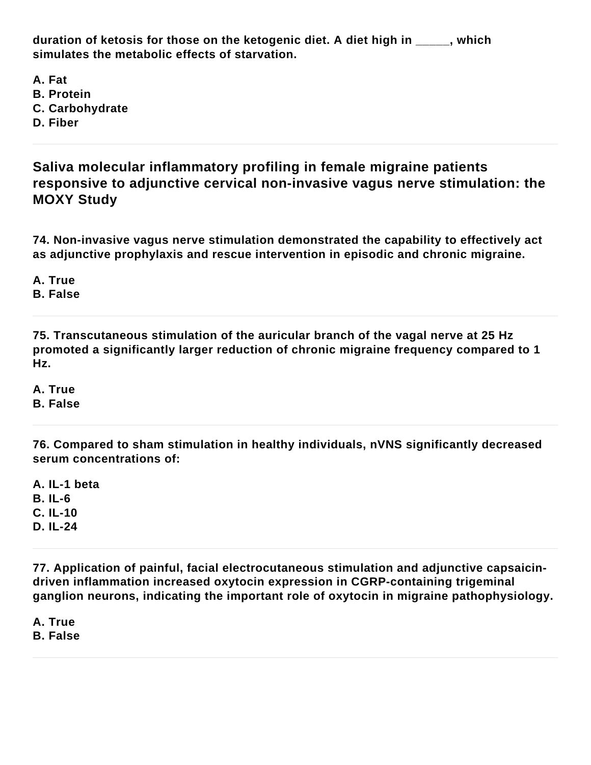**duration of ketosis for those on the ketogenic diet. A diet high in _____, which simulates the metabolic effects of starvation.**

**A. Fat**
**B. Protein**
**C. Carbohydrate**
**D. Fiber**

---

## Saliva molecular inflammatory profiling in female migraine patients responsive to adjunctive cervical non-invasive vagus nerve stimulation: the MOXY Study

**74. Non-invasive vagus nerve stimulation demonstrated the capability to effectively act as adjunctive prophylaxis and rescue intervention in episodic and chronic migraine.**

**A. True**
**B. False**

---

**75. Transcutaneous stimulation of the auricular branch of the vagal nerve at 25 Hz promoted a significantly larger reduction of chronic migraine frequency compared to 1 Hz.**

**A. True**
**B. False**

---

**76. Compared to sham stimulation in healthy individuals, nVNS significantly decreased serum concentrations of:**

**A. IL-1 beta**
**B. IL-6**
**C. IL-10**
**D. IL-24**

---

**77. Application of painful, facial electrocutaneous stimulation and adjunctive capsaicin-driven inflammation increased oxytocin expression in CGRP-containing trigeminal ganglion neurons, indicating the important role of oxytocin in migraine pathophysiology.**

**A. True**
**B. False**

---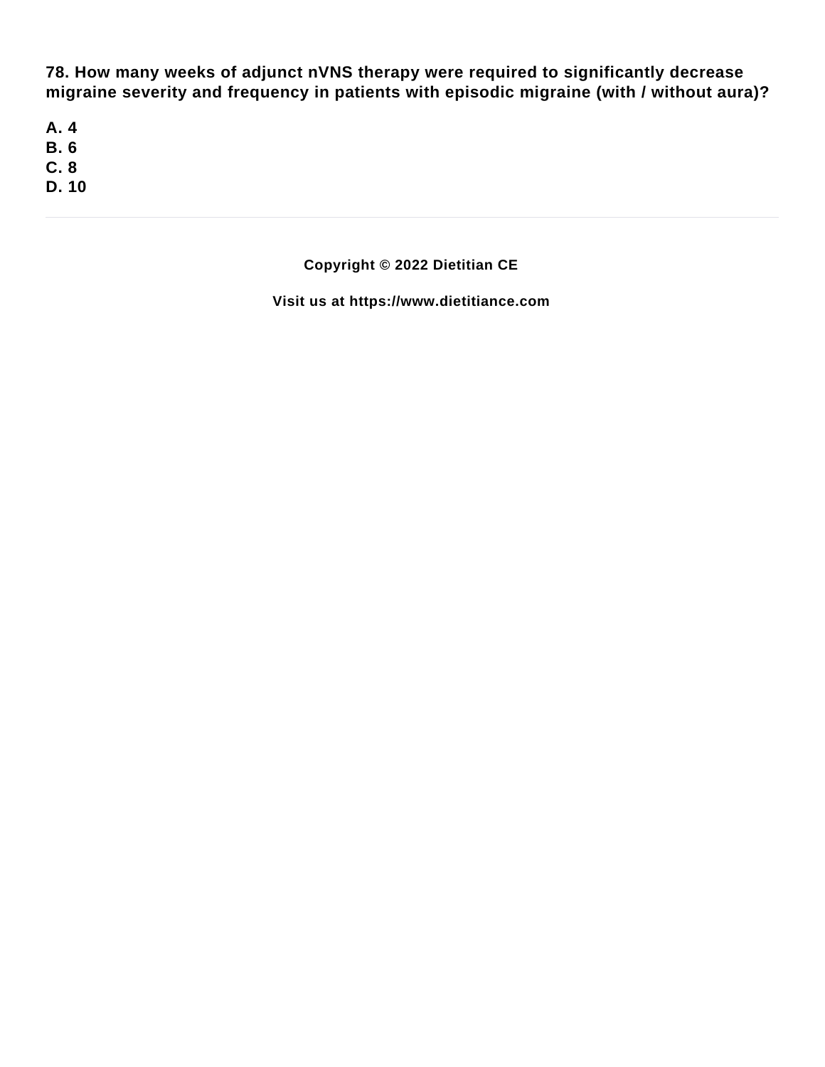**78. How many weeks of adjunct nVNS therapy were required to significantly decrease migraine severity and frequency in patients with episodic migraine (with / without aura)?**

**A. 4**
**B. 6**
**C. 8**
**D. 10**

---

**Copyright © 2022 Dietitian CE**

**Visit us at https://www.dietitiance.com**